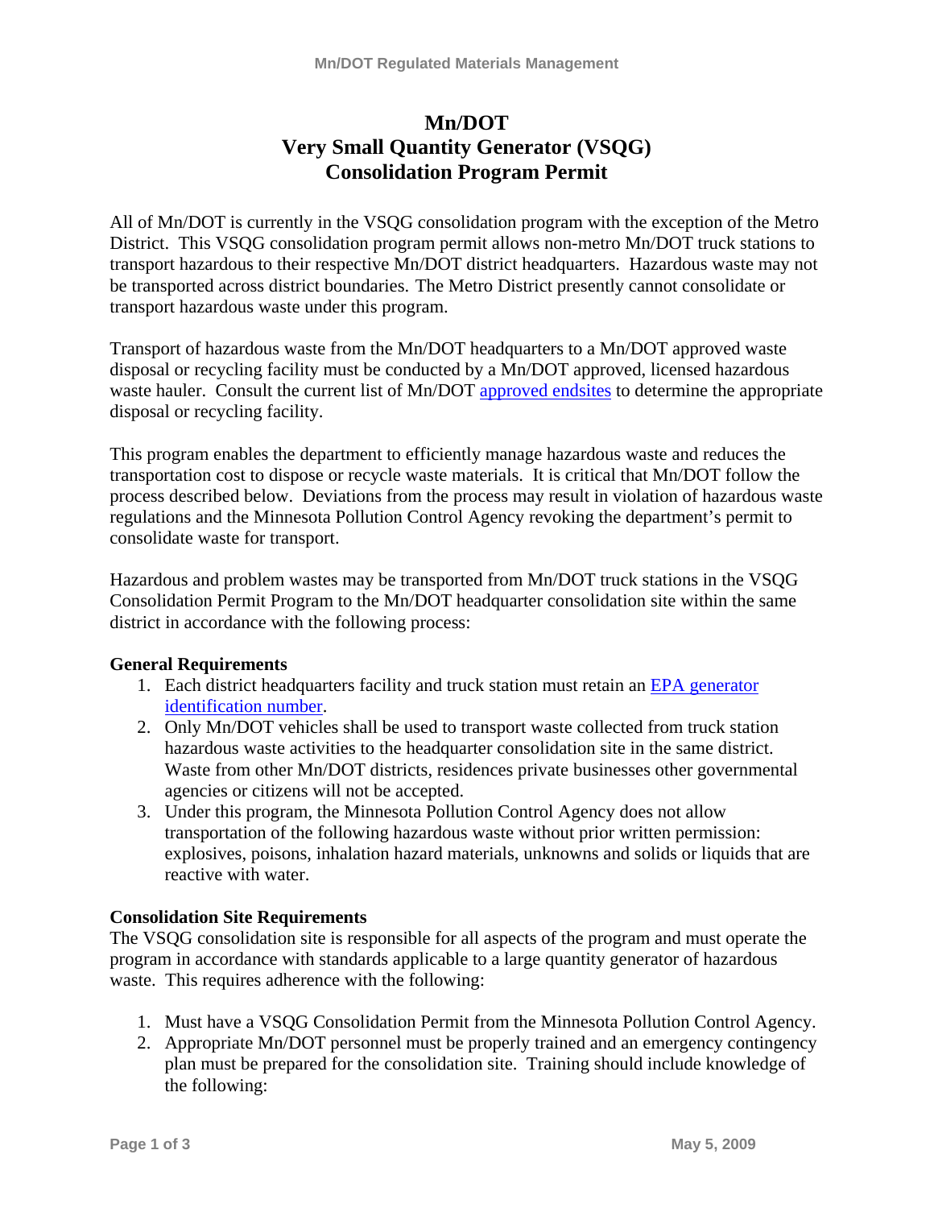# Mn/DOT
# Very Small Quantity Generator (VSQG)
# Consolidation Program Permit

All of Mn/DOT is currently in the VSQG consolidation program with the exception of the Metro District. This VSQG consolidation program permit allows non-metro Mn/DOT truck stations to transport hazardous to their respective Mn/DOT district headquarters. Hazardous waste may not be transported across district boundaries. The Metro District presently cannot consolidate or transport hazardous waste under this program.

Transport of hazardous waste from the Mn/DOT headquarters to a Mn/DOT approved waste disposal or recycling facility must be conducted by a Mn/DOT approved, licensed hazardous waste hauler. Consult the current list of Mn/DOT approved endsites to determine the appropriate disposal or recycling facility.

This program enables the department to efficiently manage hazardous waste and reduces the transportation cost to dispose or recycle waste materials. It is critical that Mn/DOT follow the process described below. Deviations from the process may result in violation of hazardous waste regulations and the Minnesota Pollution Control Agency revoking the department's permit to consolidate waste for transport.

Hazardous and problem wastes may be transported from Mn/DOT truck stations in the VSQG Consolidation Permit Program to the Mn/DOT headquarter consolidation site within the same district in accordance with the following process:

**General Requirements**

1. Each district headquarters facility and truck station must retain an EPA generator identification number.
2. Only Mn/DOT vehicles shall be used to transport waste collected from truck station hazardous waste activities to the headquarter consolidation site in the same district. Waste from other Mn/DOT districts, residences private businesses other governmental agencies or citizens will not be accepted.
3. Under this program, the Minnesota Pollution Control Agency does not allow transportation of the following hazardous waste without prior written permission: explosives, poisons, inhalation hazard materials, unknowns and solids or liquids that are reactive with water.

**Consolidation Site Requirements**

The VSQG consolidation site is responsible for all aspects of the program and must operate the program in accordance with standards applicable to a large quantity generator of hazardous waste. This requires adherence with the following:

1. Must have a VSQG Consolidation Permit from the Minnesota Pollution Control Agency.
2. Appropriate Mn/DOT personnel must be properly trained and an emergency contingency plan must be prepared for the consolidation site. Training should include knowledge of the following: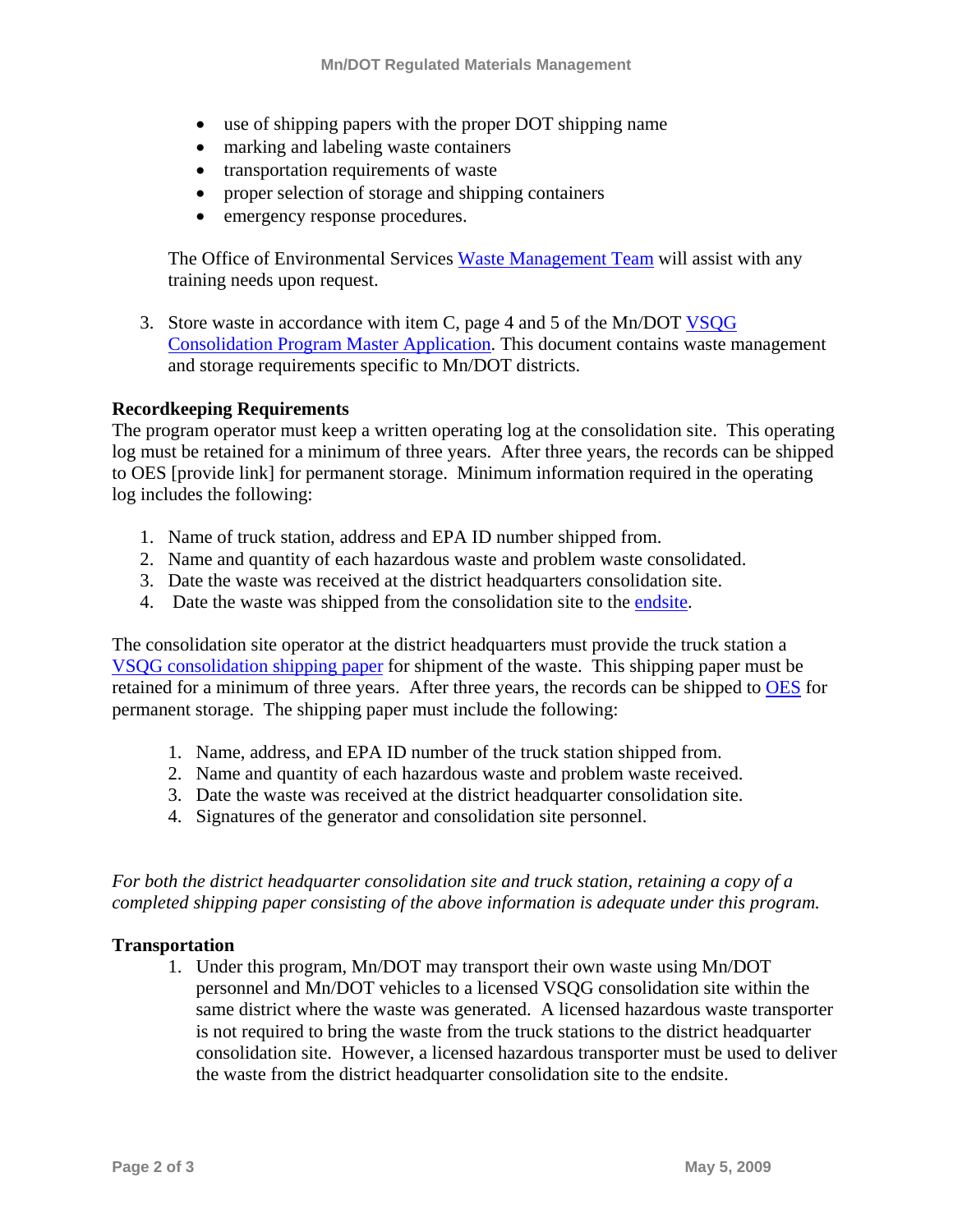- use of shipping papers with the proper DOT shipping name
- marking and labeling waste containers
- transportation requirements of waste
- proper selection of storage and shipping containers
- emergency response procedures.

  The Office of Environmental Services Waste Management Team will assist with any training needs upon request.

3. Store waste in accordance with item C, page 4 and 5 of the Mn/DOT VSQG Consolidation Program Master Application. This document contains waste management and storage requirements specific to Mn/DOT districts.

**Recordkeeping Requirements**

The program operator must keep a written operating log at the consolidation site. This operating log must be retained for a minimum of three years. After three years, the records can be shipped to OES [provide link] for permanent storage. Minimum information required in the operating log includes the following:

1. Name of truck station, address and EPA ID number shipped from.
2. Name and quantity of each hazardous waste and problem waste consolidated.
3. Date the waste was received at the district headquarters consolidation site.
4. Date the waste was shipped from the consolidation site to the endsite.

The consolidation site operator at the district headquarters must provide the truck station a VSQG consolidation shipping paper for shipment of the waste. This shipping paper must be retained for a minimum of three years. After three years, the records can be shipped to OES for permanent storage. The shipping paper must include the following:

1. Name, address, and EPA ID number of the truck station shipped from.
2. Name and quantity of each hazardous waste and problem waste received.
3. Date the waste was received at the district headquarter consolidation site.
4. Signatures of the generator and consolidation site personnel.

*For both the district headquarter consolidation site and truck station, retaining a copy of a completed shipping paper consisting of the above information is adequate under this program.*

**Transportation**

1. Under this program, Mn/DOT may transport their own waste using Mn/DOT personnel and Mn/DOT vehicles to a licensed VSQG consolidation site within the same district where the waste was generated. A licensed hazardous waste transporter is not required to bring the waste from the truck stations to the district headquarter consolidation site. However, a licensed hazardous transporter must be used to deliver the waste from the district headquarter consolidation site to the endsite.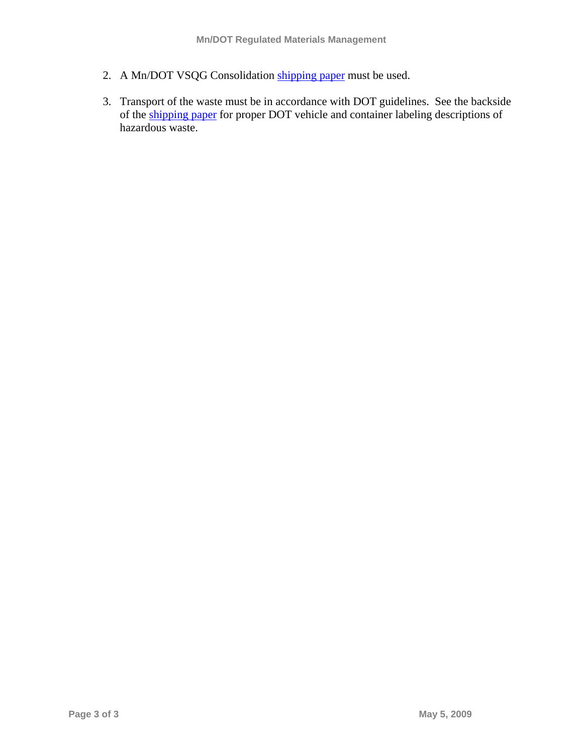2. A Mn/DOT VSQG Consolidation shipping paper must be used.

3. Transport of the waste must be in accordance with DOT guidelines. See the backside of the shipping paper for proper DOT vehicle and container labeling descriptions of hazardous waste.